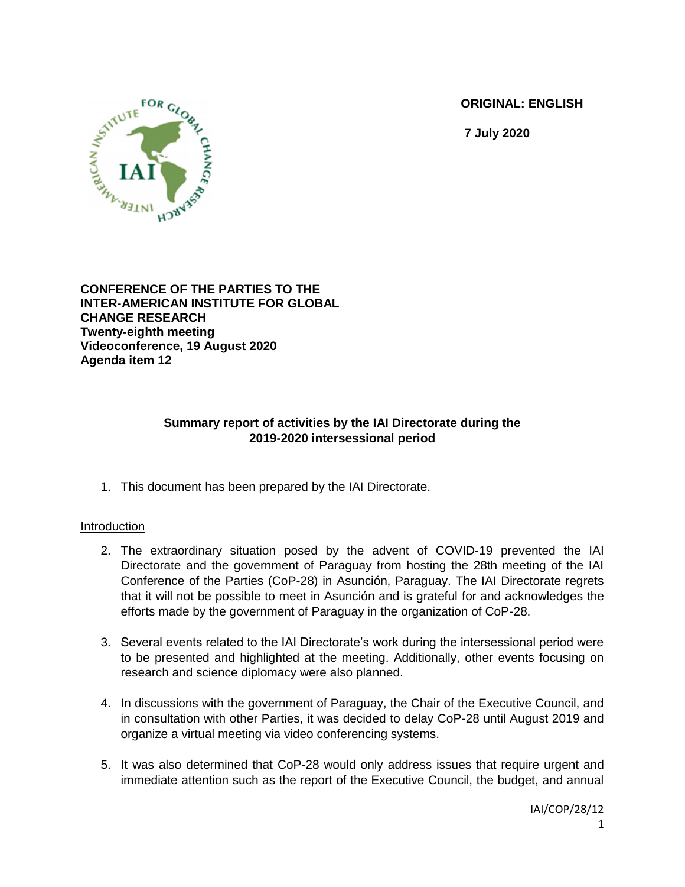**ORIGINAL: ENGLISH**

**7 July 2020**

**CONFERENCE OF THE PARTIES TO THE INTER-AMERICAN INSTITUTE FOR GLOBAL CHANGE RESEARCH**
**Twenty-eighth meeting**
**Videoconference, 19 August 2020**
**Agenda item 12**

## Summary report of activities by the IAI Directorate during the 2019-2020 intersessional period

1. This document has been prepared by the IAI Directorate.

Introduction

2. The extraordinary situation posed by the advent of COVID-19 prevented the IAI Directorate and the government of Paraguay from hosting the 28th meeting of the IAI Conference of the Parties (CoP-28) in Asunción, Paraguay. The IAI Directorate regrets that it will not be possible to meet in Asunción and is grateful for and acknowledges the efforts made by the government of Paraguay in the organization of CoP-28.

3. Several events related to the IAI Directorate's work during the intersessional period were to be presented and highlighted at the meeting. Additionally, other events focusing on research and science diplomacy were also planned.

4. In discussions with the government of Paraguay, the Chair of the Executive Council, and in consultation with other Parties, it was decided to delay CoP-28 until August 2019 and organize a virtual meeting via video conferencing systems.

5. It was also determined that CoP-28 would only address issues that require urgent and immediate attention such as the report of the Executive Council, the budget, and annual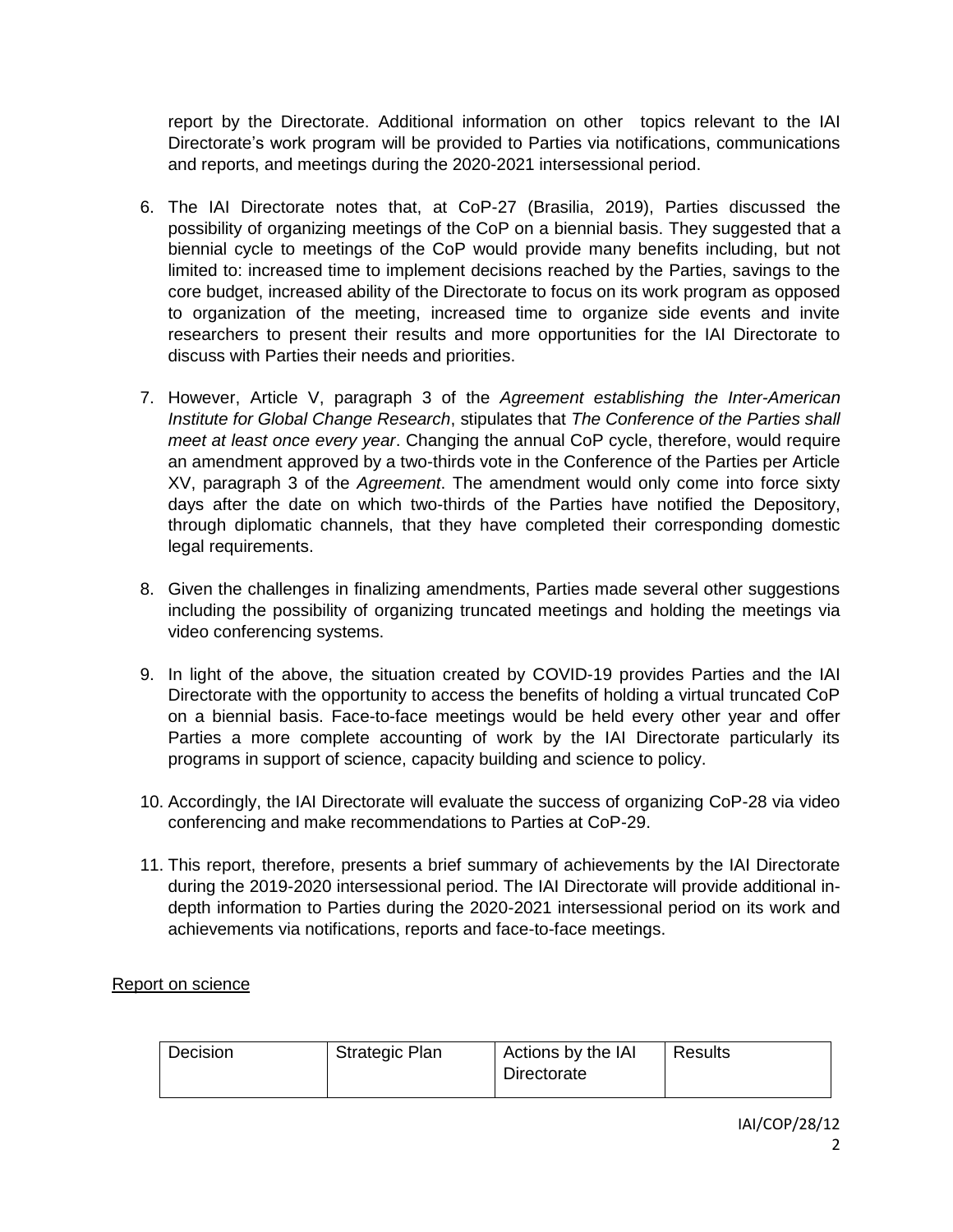report by the Directorate. Additional information on other topics relevant to the IAI Directorate's work program will be provided to Parties via notifications, communications and reports, and meetings during the 2020-2021 intersessional period.

6. The IAI Directorate notes that, at CoP-27 (Brasilia, 2019), Parties discussed the possibility of organizing meetings of the CoP on a biennial basis. They suggested that a biennial cycle to meetings of the CoP would provide many benefits including, but not limited to: increased time to implement decisions reached by the Parties, savings to the core budget, increased ability of the Directorate to focus on its work program as opposed to organization of the meeting, increased time to organize side events and invite researchers to present their results and more opportunities for the IAI Directorate to discuss with Parties their needs and priorities.

7. However, Article V, paragraph 3 of the *Agreement establishing the Inter-American Institute for Global Change Research*, stipulates that *The Conference of the Parties shall meet at least once every year*. Changing the annual CoP cycle, therefore, would require an amendment approved by a two-thirds vote in the Conference of the Parties per Article XV, paragraph 3 of the *Agreement*. The amendment would only come into force sixty days after the date on which two-thirds of the Parties have notified the Depository, through diplomatic channels, that they have completed their corresponding domestic legal requirements.

8. Given the challenges in finalizing amendments, Parties made several other suggestions including the possibility of organizing truncated meetings and holding the meetings via video conferencing systems.

9. In light of the above, the situation created by COVID-19 provides Parties and the IAI Directorate with the opportunity to access the benefits of holding a virtual truncated CoP on a biennial basis. Face-to-face meetings would be held every other year and offer Parties a more complete accounting of work by the IAI Directorate particularly its programs in support of science, capacity building and science to policy.

10. Accordingly, the IAI Directorate will evaluate the success of organizing CoP-28 via video conferencing and make recommendations to Parties at CoP-29.

11. This report, therefore, presents a brief summary of achievements by the IAI Directorate during the 2019-2020 intersessional period. The IAI Directorate will provide additional in-depth information to Parties during the 2020-2021 intersessional period on its work and achievements via notifications, reports and face-to-face meetings.

Report on science

| Decision | Strategic Plan | Actions by the IAI Directorate | Results |
|---|---|---|---|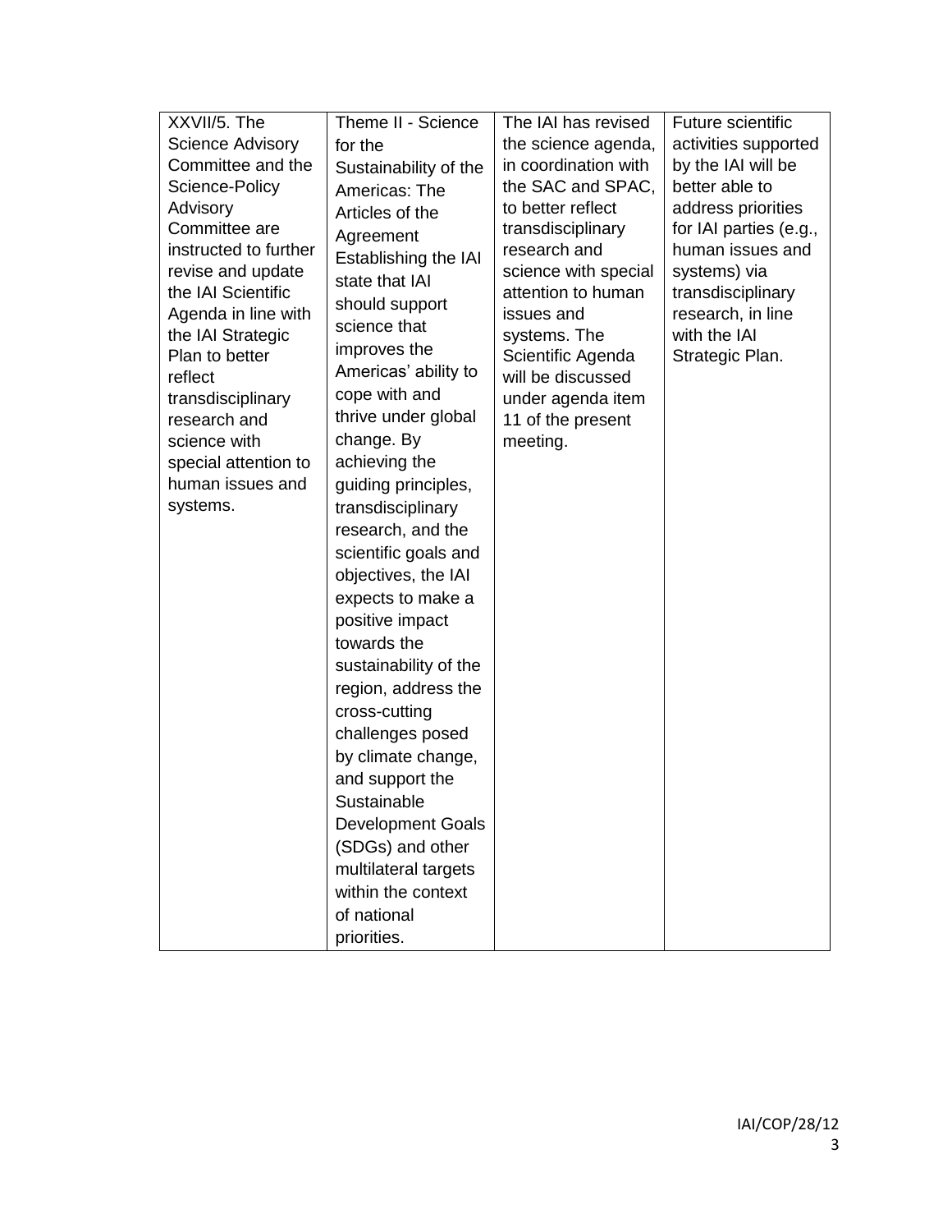| | | | |
|---|---|---|---|
| XXVII/5. The Science Advisory Committee and the Science-Policy Advisory Committee are instructed to further revise and update the IAI Scientific Agenda in line with the IAI Strategic Plan to better reflect transdisciplinary research and science with special attention to human issues and systems. | Theme II - Science for the Sustainability of the Americas: The Articles of the Agreement Establishing the IAI state that IAI should support science that improves the Americas' ability to cope with and thrive under global change. By achieving the guiding principles, transdisciplinary research, and the scientific goals and objectives, the IAI expects to make a positive impact towards the sustainability of the region, address the cross-cutting challenges posed by climate change, and support the Sustainable Development Goals (SDGs) and other multilateral targets within the context of national priorities. | The IAI has revised the science agenda, in coordination with the SAC and SPAC, to better reflect transdisciplinary research and science with special attention to human issues and systems. The Scientific Agenda will be discussed under agenda item 11 of the present meeting. | Future scientific activities supported by the IAI will be better able to address priorities for IAI parties (e.g., human issues and systems) via transdisciplinary research, in line with the IAI Strategic Plan. |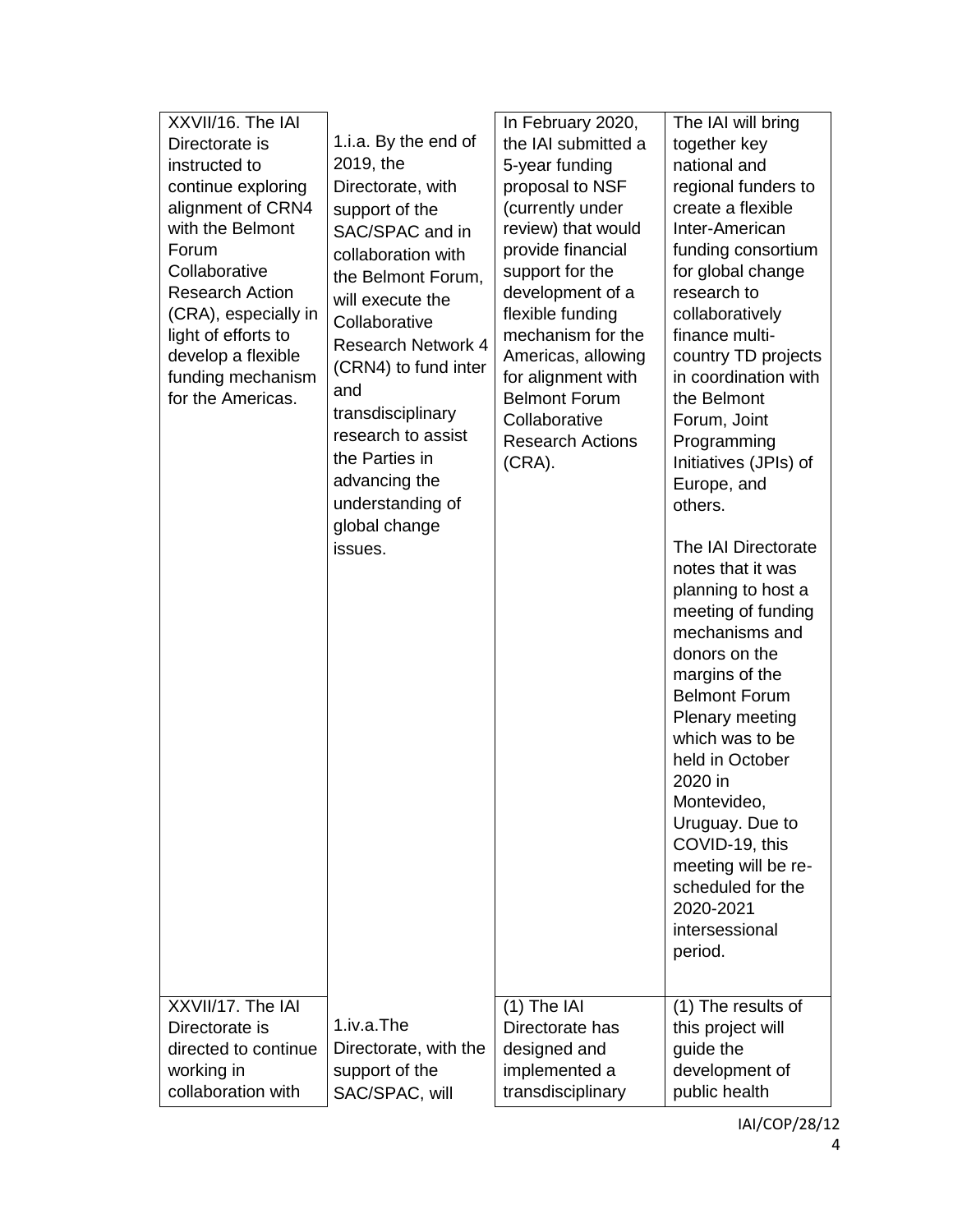| | | | |
|---|---|---|---|
| XXVII/16. The IAI Directorate is instructed to continue exploring alignment of CRN4 with the Belmont Forum Collaborative Research Action (CRA), especially in light of efforts to develop a flexible funding mechanism for the Americas. | 1.i.a. By the end of 2019, the Directorate, with support of the SAC/SPAC and in collaboration with the Belmont Forum, will execute the Collaborative Research Network 4 (CRN4) to fund inter and transdisciplinary research to assist the Parties in advancing the understanding of global change issues. | In February 2020, the IAI submitted a 5-year funding proposal to NSF (currently under review) that would provide financial support for the development of a flexible funding mechanism for the Americas, allowing for alignment with Belmont Forum Collaborative Research Actions (CRA). | The IAI will bring together key national and regional funders to create a flexible Inter-American funding consortium for global change research to collaboratively finance multi-country TD projects in coordination with the Belmont Forum, Joint Programming Initiatives (JPIs) of Europe, and others.<br><br>The IAI Directorate notes that it was planning to host a meeting of funding mechanisms and donors on the margins of the Belmont Forum Plenary meeting which was to be held in October 2020 in Montevideo, Uruguay. Due to COVID-19, this meeting will be re-scheduled for the 2020-2021 intersessional period. |
| XXVII/17. The IAI Directorate is directed to continue working in collaboration with | 1.iv.a.The Directorate, with the support of the SAC/SPAC, will | (1) The IAI Directorate has designed and implemented a transdisciplinary | (1) The results of this project will guide the development of public health |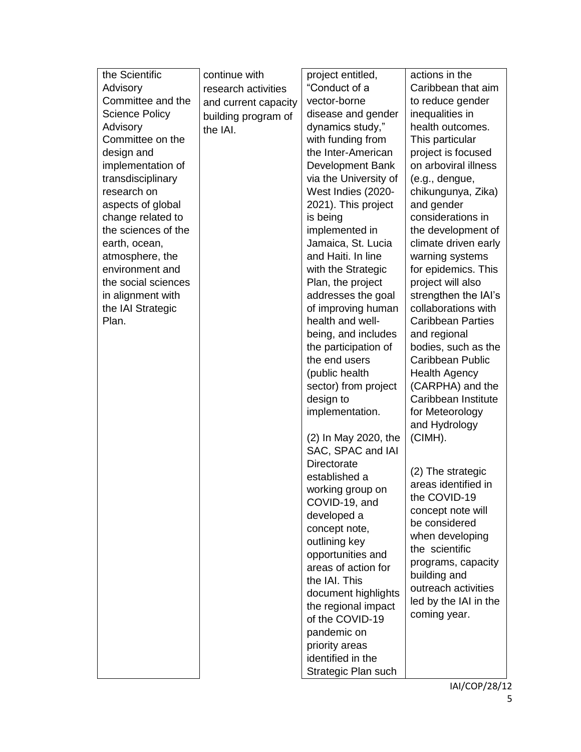| | | | |
|---|---|---|---|
| the Scientific Advisory Committee and the Science Policy Advisory Committee on the design and implementation of transdisciplinary research on aspects of global change related to the sciences of the earth, ocean, atmosphere, the environment and the social sciences in alignment with the IAI Strategic Plan. | continue with research activities and current capacity building program of the IAI. | project entitled, "Conduct of a vector-borne disease and gender dynamics study," with funding from the Inter-American Development Bank via the University of West Indies (2020-2021). This project is being implemented in Jamaica, St. Lucia and Haiti. In line with the Strategic Plan, the project addresses the goal of improving human health and well-being, and includes the participation of the end users (public health sector) from project design to implementation.<br><br>(2) In May 2020, the SAC, SPAC and IAI Directorate established a working group on COVID-19, and developed a concept note, outlining key opportunities and areas of action for the IAI. This document highlights the regional impact of the COVID-19 pandemic on priority areas identified in the Strategic Plan such | actions in the Caribbean that aim to reduce gender inequalities in health outcomes. This particular project is focused on arboviral illness (e.g., dengue, chikungunya, Zika) and gender considerations in the development of climate driven early warning systems for epidemics. This project will also strengthen the IAI's collaborations with Caribbean Parties and regional bodies, such as the Caribbean Public Health Agency (CARPHA) and the Caribbean Institute for Meteorology and Hydrology (CIMH).<br><br>(2) The strategic areas identified in the COVID-19 concept note will be considered when developing the scientific programs, capacity building and outreach activities led by the IAI in the coming year. |

IAI/COP/28/12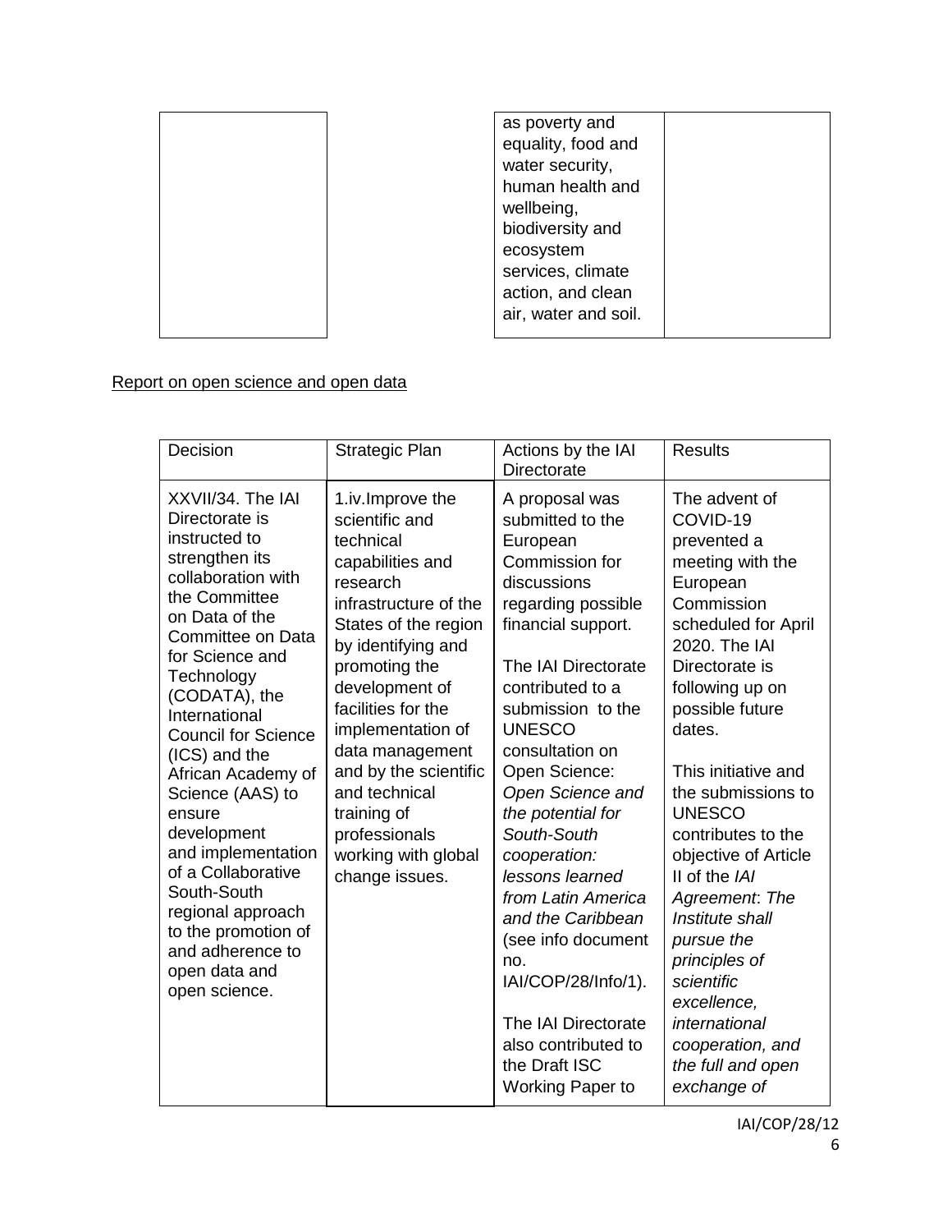| | | | |
|---|---|---|---|
| | | as poverty and equality, food and water security, human health and wellbeing, biodiversity and ecosystem services, climate action, and clean air, water and soil. | |

Report on open science and open data

| Decision | Strategic Plan | Actions by the IAI Directorate | Results |
|---|---|---|---|
| XXVII/34. The IAI Directorate is instructed to strengthen its collaboration with the Committee on Data of the Committee on Data for Science and Technology (CODATA), the International Council for Science (ICS) and the African Academy of Science (AAS) to ensure development and implementation of a Collaborative South-South regional approach to the promotion of and adherence to open data and open science. | 1.iv.Improve the scientific and technical capabilities and research infrastructure of the States of the region by identifying and promoting the development of facilities for the implementation of data management and by the scientific and technical training of professionals working with global change issues. | A proposal was submitted to the European Commission for discussions regarding possible financial support.<br><br>The IAI Directorate contributed to a submission to the UNESCO consultation on Open Science: *Open Science and the potential for South-South cooperation: lessons learned from Latin America and the Caribbean* (see info document no. IAI/COP/28/Info/1).<br><br>The IAI Directorate also contributed to the Draft ISC Working Paper to | The advent of COVID-19 prevented a meeting with the European Commission scheduled for April 2020. The IAI Directorate is following up on possible future dates.<br><br>This initiative and the submissions to UNESCO contributes to the objective of Article II of the *IAI Agreement*: *The Institute shall pursue the principles of scientific excellence, international cooperation, and the full and open exchange of* |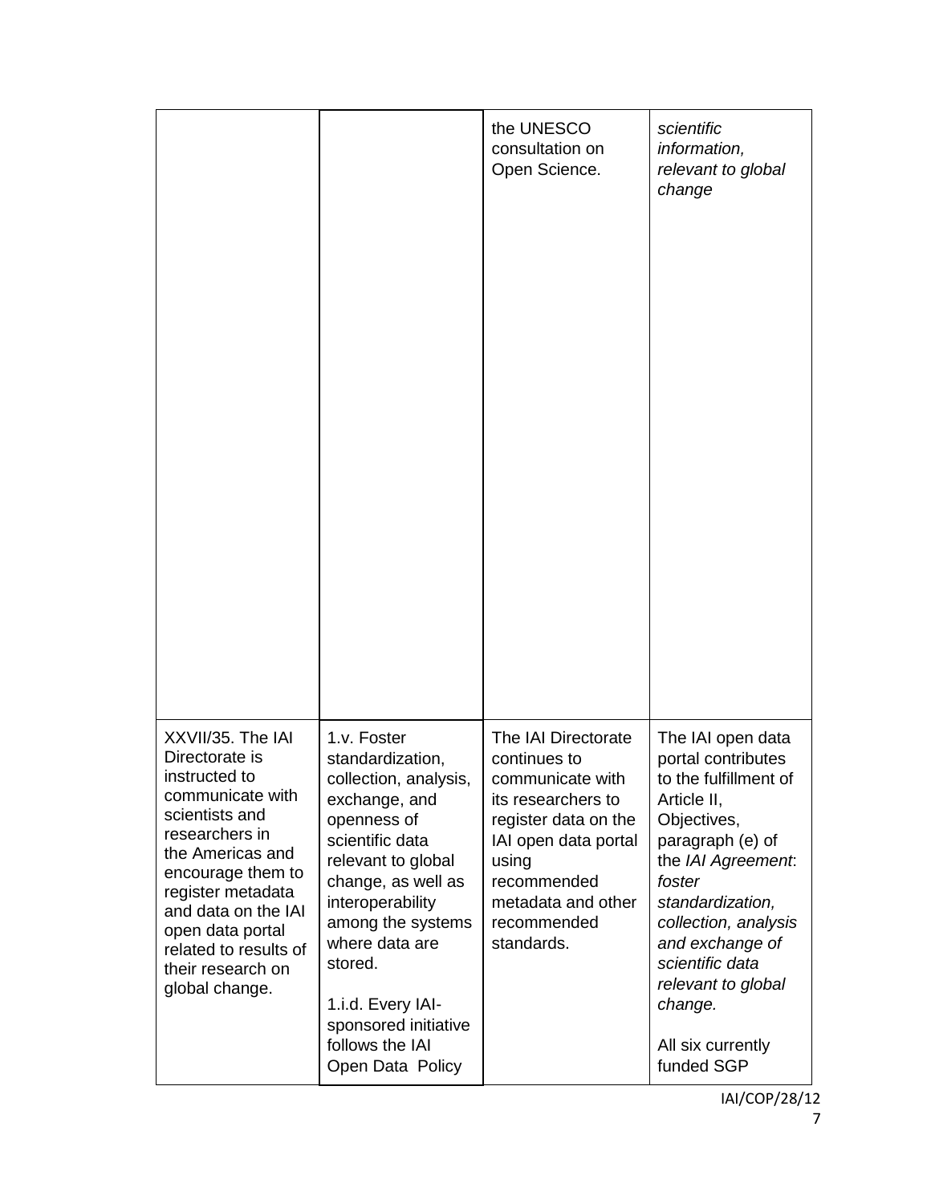|  |  |  |  |
| --- | --- | --- | --- |
|  |  | the UNESCO consultation on Open Science. | *scientific information, relevant to global change* |
| XXVII/35. The IAI Directorate is instructed to communicate with scientists and researchers in the Americas and encourage them to register metadata and data on the IAI open data portal related to results of their research on global change. | 1.v. Foster standardization, collection, analysis, exchange, and openness of scientific data relevant to global change, as well as interoperability among the systems where data are stored.<br><br>1.i.d. Every IAI-sponsored initiative follows the IAI Open Data Policy | The IAI Directorate continues to communicate with its researchers to register data on the IAI open data portal using recommended metadata and other recommended standards. | The IAI open data portal contributes to the fulfillment of Article II, Objectives, paragraph (e) of the *IAI Agreement*: *foster standardization, collection, analysis and exchange of scientific data relevant to global change.*<br><br>All six currently funded SGP |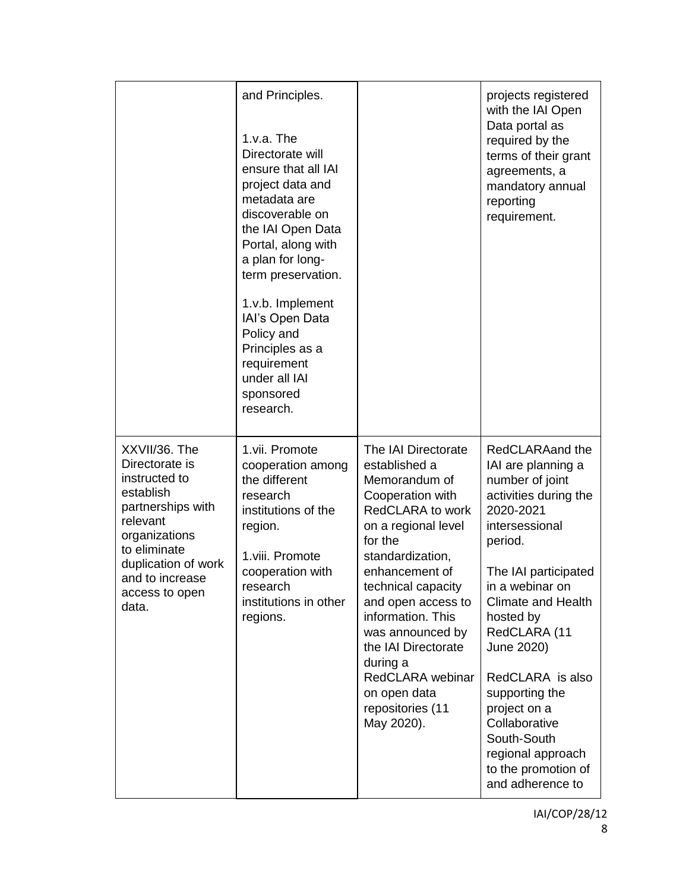| | | | |
|---|---|---|---|
| | and Principles.<br><br>1.v.a. The Directorate will ensure that all IAI project data and metadata are discoverable on the IAI Open Data Portal, along with a plan for long-term preservation.<br><br>1.v.b. Implement IAI's Open Data Policy and Principles as a requirement under all IAI sponsored research. | | projects registered with the IAI Open Data portal as required by the terms of their grant agreements, a mandatory annual reporting requirement. |
| XXVII/36. The Directorate is instructed to establish partnerships with relevant organizations to eliminate duplication of work and to increase access to open data. | 1.vii. Promote cooperation among the different research institutions of the region.<br><br>1.viii. Promote cooperation with research institutions in other regions. | The IAI Directorate established a Memorandum of Cooperation with RedCLARA to work on a regional level for the standardization, enhancement of technical capacity and open access to information. This was announced by the IAI Directorate during a RedCLARA webinar on open data repositories (11 May 2020). | RedCLARAand the IAI are planning a number of joint activities during the 2020-2021 intersessional period.<br><br>The IAI participated in a webinar on Climate and Health hosted by RedCLARA (11 June 2020)<br><br>RedCLARA is also supporting the project on a Collaborative South-South regional approach to the promotion of and adherence to |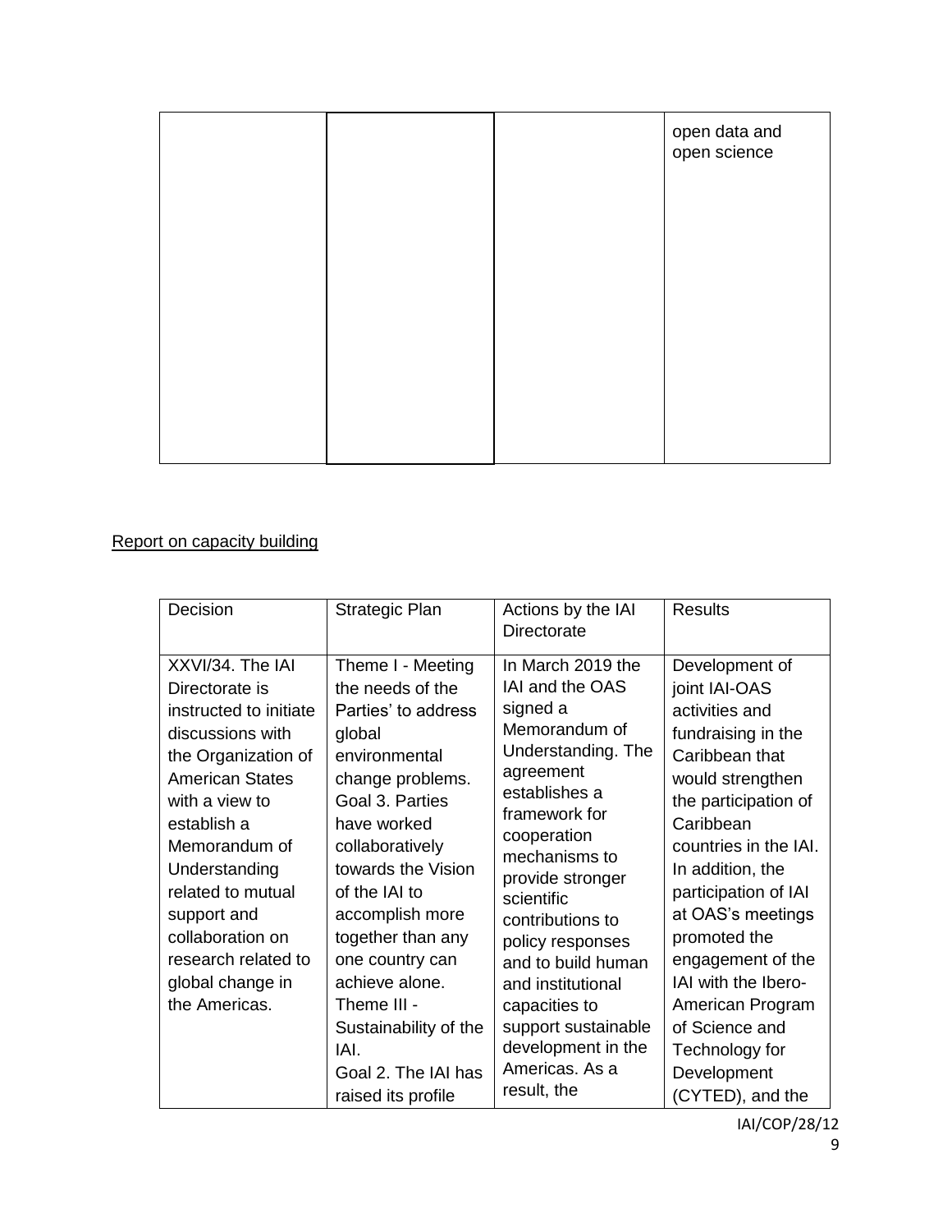| | | | open data and open science |
|---|---|---|---|

Report on capacity building

| Decision | Strategic Plan | Actions by the IAI Directorate | Results |
|---|---|---|---|
| XXVI/34. The IAI Directorate is instructed to initiate discussions with the Organization of American States with a view to establish a Memorandum of Understanding related to mutual support and collaboration on research related to global change in the Americas. | Theme I - Meeting the needs of the Parties' to address global environmental change problems. Goal 3. Parties have worked collaboratively towards the Vision of the IAI to accomplish more together than any one country can achieve alone. Theme III - Sustainability of the IAI. Goal 2. The IAI has raised its profile | In March 2019 the IAI and the OAS signed a Memorandum of Understanding. The agreement establishes a framework for cooperation mechanisms to provide stronger scientific contributions to policy responses and to build human and institutional capacities to support sustainable development in the Americas. As a result, the | Development of joint IAI-OAS activities and fundraising in the Caribbean that would strengthen the participation of Caribbean countries in the IAI. In addition, the participation of IAI at OAS's meetings promoted the engagement of the IAI with the Ibero-American Program of Science and Technology for Development (CYTED), and the |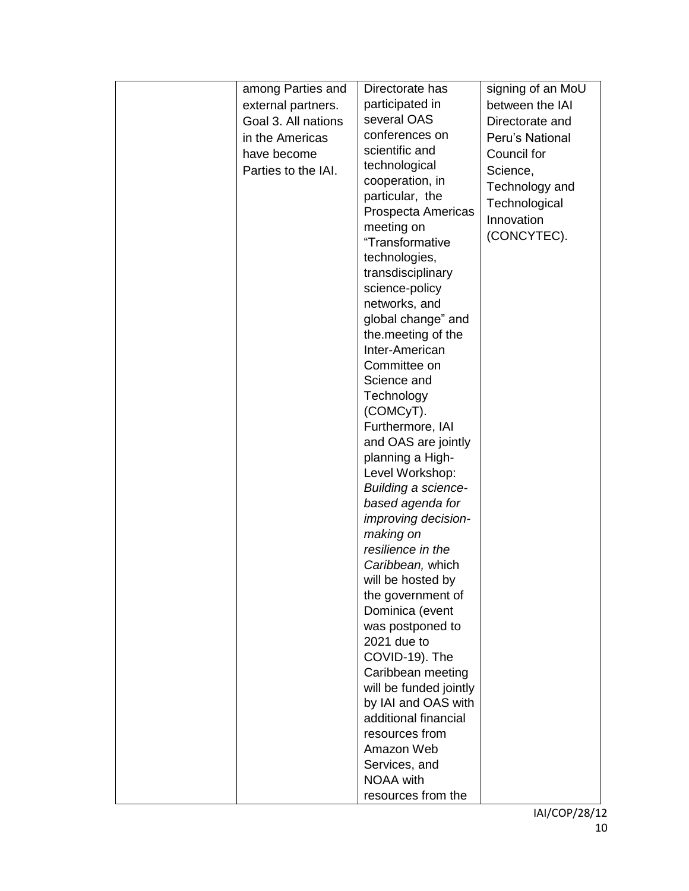| | | | |
|---|---|---|---|
| | among Parties and external partners. Goal 3. All nations in the Americas have become Parties to the IAI. | Directorate has participated in several OAS conferences on scientific and technological cooperation, in particular, the Prospecta Americas meeting on "Transformative technologies, transdisciplinary science-policy networks, and global change" and the.meeting of the Inter-American Committee on Science and Technology (COMCyT). Furthermore, IAI and OAS are jointly planning a High-Level Workshop: *Building a science-based agenda for improving decision-making on resilience in the Caribbean,* which will be hosted by the government of Dominica (event was postponed to 2021 due to COVID-19). The Caribbean meeting will be funded jointly by IAI and OAS with additional financial resources from Amazon Web Services, and NOAA with resources from the | signing of an MoU between the IAI Directorate and Peru's National Council for Science, Technology and Technological Innovation (CONCYTEC). |

IAI/COP/28/12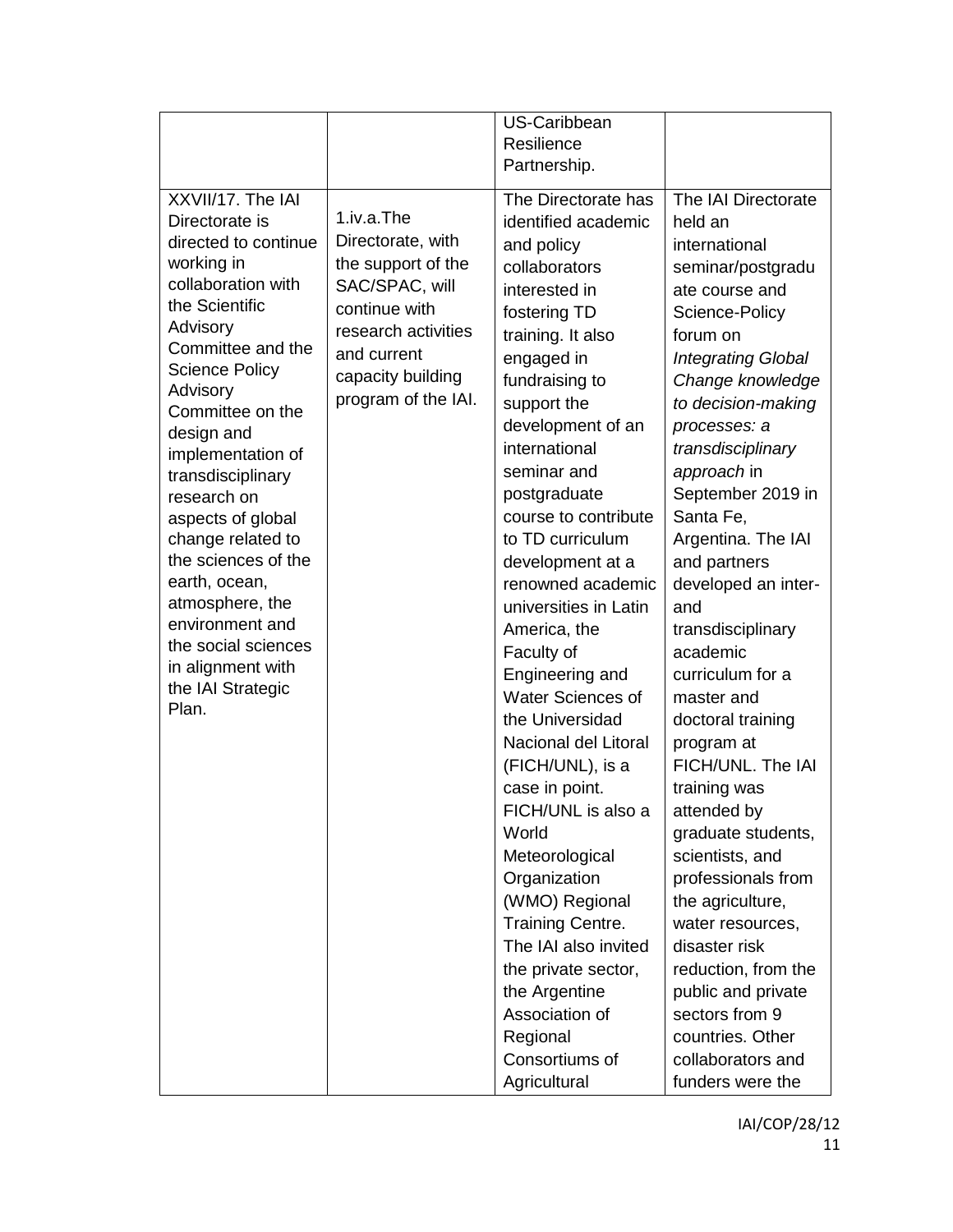| | | | |
|---|---|---|---|
| | | US-Caribbean Resilience Partnership. | |
| XXVII/17. The IAI Directorate is directed to continue working in collaboration with the Scientific Advisory Committee and the Science Policy Advisory Committee on the design and implementation of transdisciplinary research on aspects of global change related to the sciences of the earth, ocean, atmosphere, the environment and the social sciences in alignment with the IAI Strategic Plan. | 1.iv.a.The Directorate, with the support of the SAC/SPAC, will continue with research activities and current capacity building program of the IAI. | The Directorate has identified academic and policy collaborators interested in fostering TD training. It also engaged in fundraising to support the development of an international seminar and postgraduate course to contribute to TD curriculum development at a renowned academic universities in Latin America, the Faculty of Engineering and Water Sciences of the Universidad Nacional del Litoral (FICH/UNL), is a case in point. FICH/UNL is also a World Meteorological Organization (WMO) Regional Training Centre. The IAI also invited the private sector, the Argentine Association of Regional Consortiums of Agricultural | The IAI Directorate held an international seminar/postgraduate course and Science-Policy forum on *Integrating Global Change knowledge to decision-making processes: a transdisciplinary approach* in September 2019 in Santa Fe, Argentina. The IAI and partners developed an inter- and transdisciplinary academic curriculum for a master and doctoral training program at FICH/UNL. The IAI training was attended by graduate students, scientists, and professionals from the agriculture, water resources, disaster risk reduction, from the public and private sectors from 9 countries. Other collaborators and funders were the |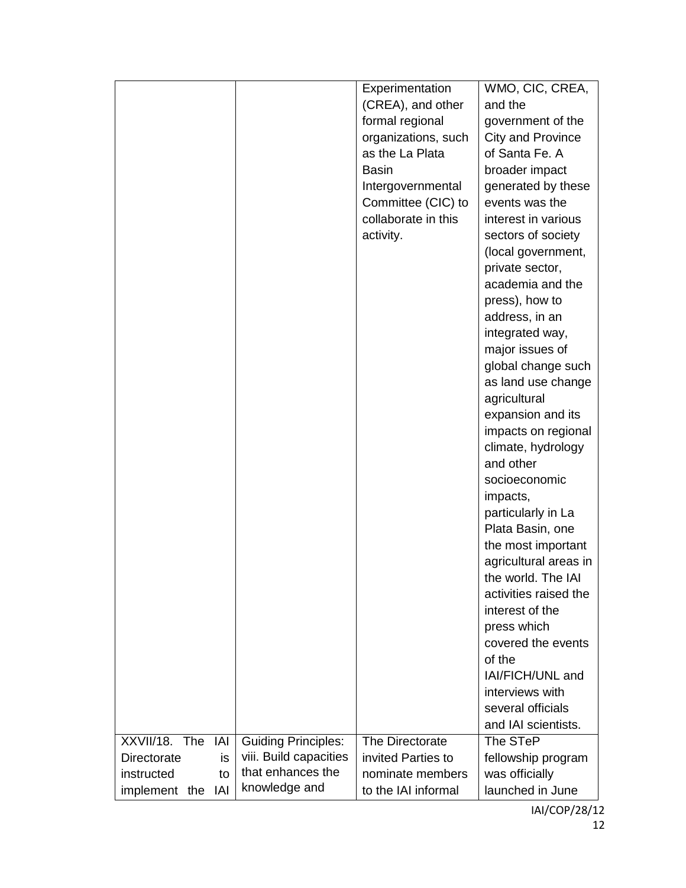|  |  | Experimentation (CREA), and other formal regional organizations, such as the La Plata Basin Intergovernmental Committee (CIC) to collaborate in this activity. | WMO, CIC, CREA, and the government of the City and Province of Santa Fe. A broader impact generated by these events was the interest in various sectors of society (local government, private sector, academia and the press), how to address, in an integrated way, major issues of global change such as land use change agricultural expansion and its impacts on regional climate, hydrology and other socioeconomic impacts, particularly in La Plata Basin, one the most important agricultural areas in the world. The IAI activities raised the interest of the press which covered the events of the IAI/FICH/UNL and interviews with several officials and IAI scientists. |
|---|---|---|---|
| XXVII/18. The IAI Directorate is instructed to implement the IAI | Guiding Principles: viii. Build capacities that enhances the knowledge and | The Directorate invited Parties to nominate members to the IAI informal | The STeP fellowship program was officially launched in June |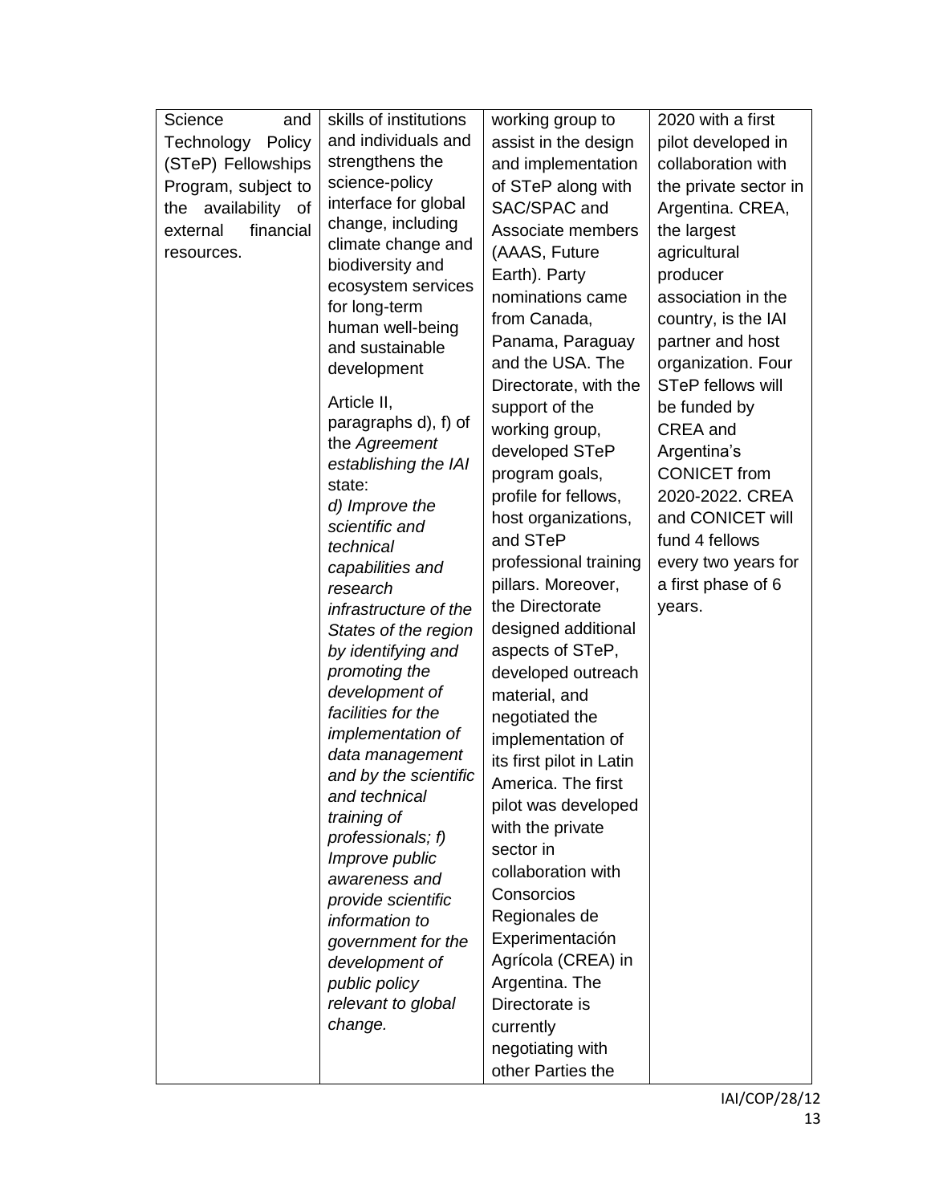| | | | |
|---|---|---|---|
| Science and Technology Policy (STeP) Fellowships Program, subject to the availability of external financial resources. | skills of institutions and individuals and strengthens the science-policy interface for global change, including climate change and biodiversity and ecosystem services for long-term human well-being and sustainable development<br><br>Article II, paragraphs d), f) of the *Agreement establishing the IAI* state:<br>*d) Improve the scientific and technical capabilities and research infrastructure of the States of the region by identifying and promoting the development of facilities for the implementation of data management and by the scientific and technical training of professionals; f) Improve public awareness and provide scientific information to government for the development of public policy relevant to global change.* | working group to assist in the design and implementation of STeP along with SAC/SPAC and Associate members (AAAS, Future Earth). Party nominations came from Canada, Panama, Paraguay and the USA. The Directorate, with the support of the working group, developed STeP program goals, profile for fellows, host organizations, and STeP professional training pillars. Moreover, the Directorate designed additional aspects of STeP, developed outreach material, and negotiated the implementation of its first pilot in Latin America. The first pilot was developed with the private sector in collaboration with Consorcios Regionales de Experimentación Agrícola (CREA) in Argentina. The Directorate is currently negotiating with other Parties the | 2020 with a first pilot developed in collaboration with the private sector in Argentina. CREA, the largest agricultural producer association in the country, is the IAI partner and host organization. Four STeP fellows will be funded by CREA and Argentina's CONICET from 2020-2022. CREA and CONICET will fund 4 fellows every two years for a first phase of 6 years. |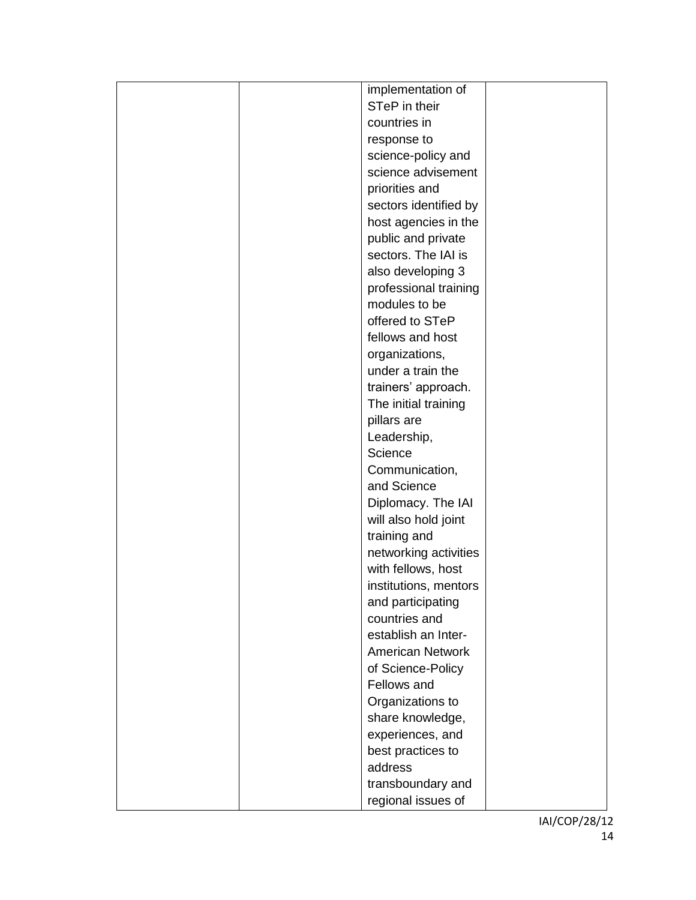|  |  | implementation of STeP in their countries in response to science-policy and science advisement priorities and sectors identified by host agencies in the public and private sectors. The IAI is also developing 3 professional training modules to be offered to STeP fellows and host organizations, under a train the trainers' approach. The initial training pillars are Leadership, Science Communication, and Science Diplomacy. The IAI will also hold joint training and networking activities with fellows, host institutions, mentors and participating countries and establish an Inter-American Network of Science-Policy Fellows and Organizations to share knowledge, experiences, and best practices to address transboundary and regional issues of |  |
|---|---|---|---|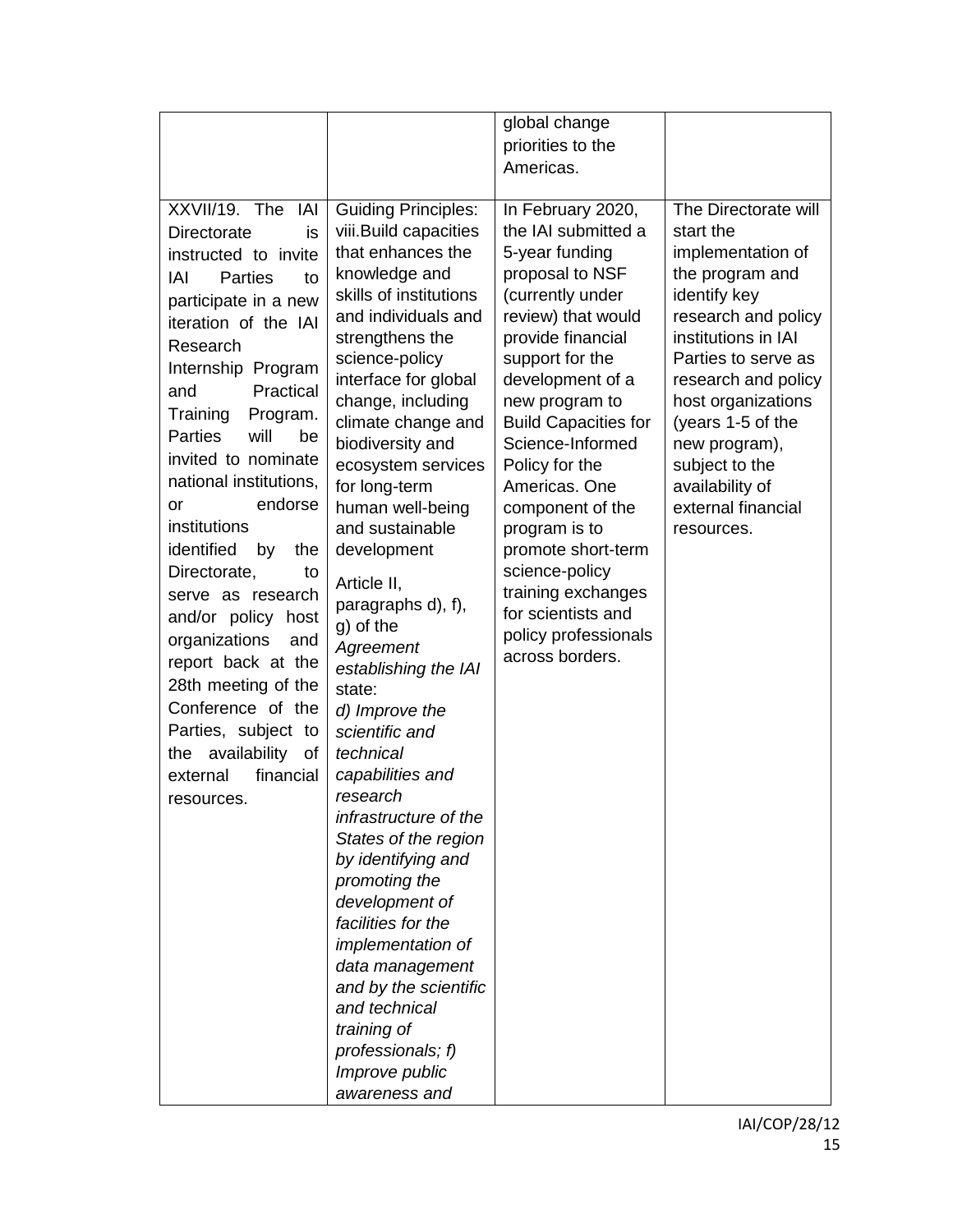| | | global change priorities to the Americas. | |
|---|---|---|---|
| XXVII/19. The IAI Directorate is instructed to invite IAI Parties to participate in a new iteration of the IAI Research Internship Program and Practical Training Program. Parties will be invited to nominate national institutions, or endorse institutions identified by the Directorate, to serve as research and/or policy host organizations and report back at the 28th meeting of the Conference of the Parties, subject to the availability of external financial resources. | Guiding Principles: viii.Build capacities that enhances the knowledge and skills of institutions and individuals and strengthens the science-policy interface for global change, including climate change and biodiversity and ecosystem services for long-term human well-being and sustainable development<br><br>Article II, paragraphs d), f), g) of the *Agreement establishing the IAI* state:<br>*d) Improve the scientific and technical capabilities and research infrastructure of the States of the region by identifying and promoting the development of facilities for the implementation of data management and by the scientific and technical training of professionals; f) Improve public awareness and* | In February 2020, the IAI submitted a 5-year funding proposal to NSF (currently under review) that would provide financial support for the development of a new program to Build Capacities for Science-Informed Policy for the Americas. One component of the program is to promote short-term science-policy training exchanges for scientists and policy professionals across borders. | The Directorate will start the implementation of the program and identify key research and policy institutions in IAI Parties to serve as research and policy host organizations (years 1-5 of the new program), subject to the availability of external financial resources. |

IAI/COP/28/12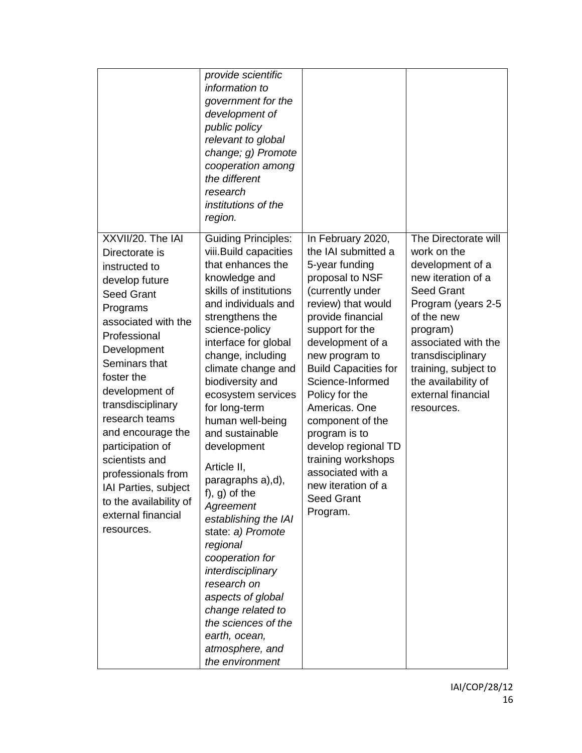| | | | |
|---|---|---|---|
| | *provide scientific information to government for the development of public policy relevant to global change; g) Promote cooperation among the different research institutions of the region.* | | |
| XXVII/20. The IAI Directorate is instructed to develop future Seed Grant Programs associated with the Professional Development Seminars that foster the development of transdisciplinary research teams and encourage the participation of scientists and professionals from IAI Parties, subject to the availability of external financial resources. | Guiding Principles: viii.Build capacities that enhances the knowledge and skills of institutions and individuals and strengthens the science-policy interface for global change, including climate change and biodiversity and ecosystem services for long-term human well-being and sustainable development<br><br>Article II, paragraphs a),d), f), g) of the *Agreement establishing the IAI* state: *a) Promote regional cooperation for interdisciplinary research on aspects of global change related to the sciences of the earth, ocean, atmosphere, and the environment* | In February 2020, the IAI submitted a 5-year funding proposal to NSF (currently under review) that would provide financial support for the development of a new program to Build Capacities for Science-Informed Policy for the Americas. One component of the program is to develop regional TD training workshops associated with a new iteration of a Seed Grant Program. | The Directorate will work on the development of a new iteration of a Seed Grant Program (years 2-5 of the new program) associated with the transdisciplinary training, subject to the availability of external financial resources. |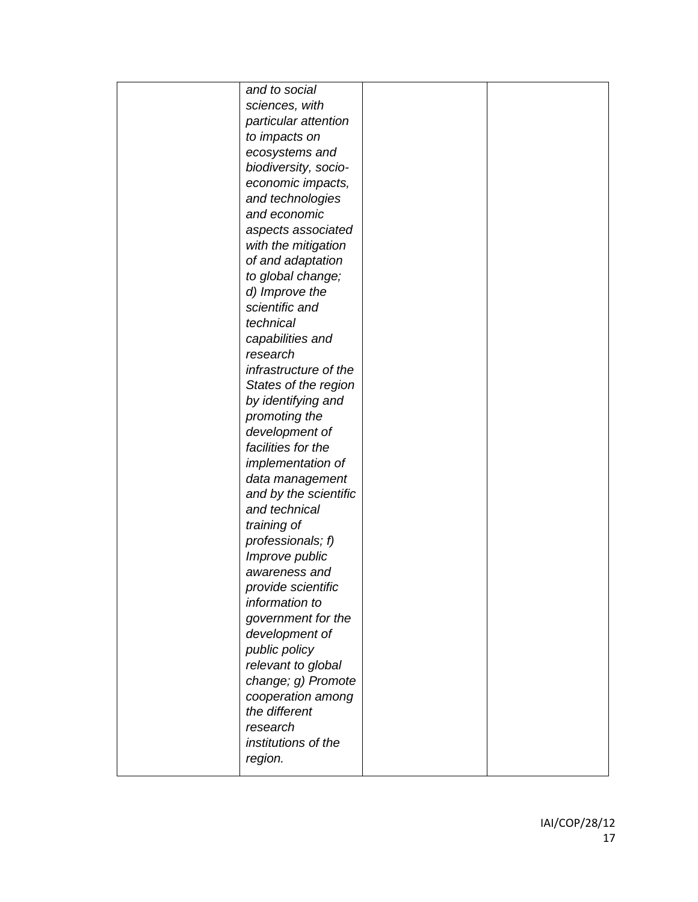| | | | |
|---|---|---|---|
| | *and to social sciences, with particular attention to impacts on ecosystems and biodiversity, socio-economic impacts, and technologies and economic aspects associated with the mitigation of and adaptation to global change; d) Improve the scientific and technical capabilities and research infrastructure of the States of the region by identifying and promoting the development of facilities for the implementation of data management and by the scientific and technical training of professionals; f) Improve public awareness and provide scientific information to government for the development of public policy relevant to global change; g) Promote cooperation among the different research institutions of the region.* | | |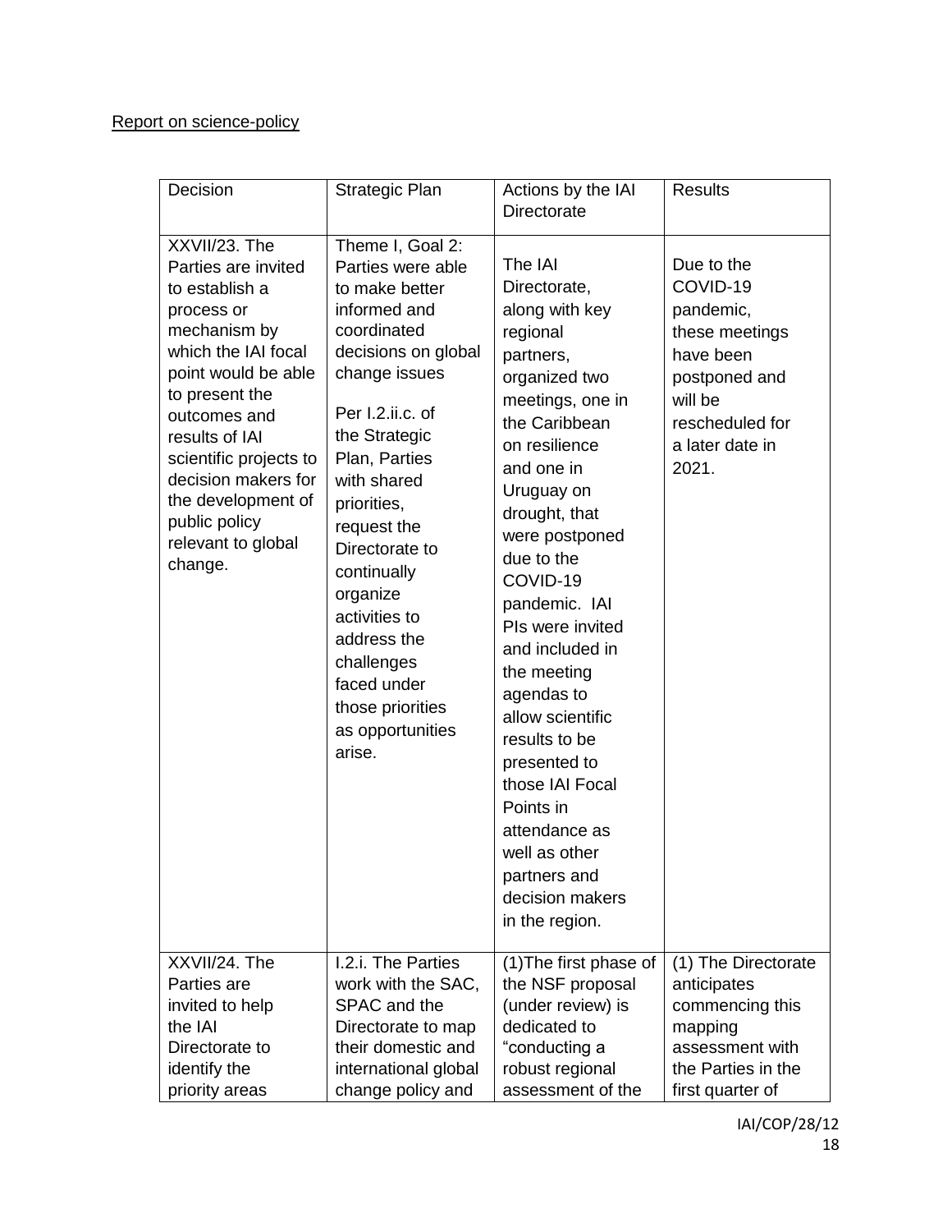Report on science-policy

| Decision | Strategic Plan | Actions by the IAI Directorate | Results |
|---|---|---|---|
| XXVII/23. The Parties are invited to establish a process or mechanism by which the IAI focal point would be able to present the outcomes and results of IAI scientific projects to decision makers for the development of public policy relevant to global change. | Theme I, Goal 2: Parties were able to make better informed and coordinated decisions on global change issues<br><br>Per I.2.ii.c. of the Strategic Plan, Parties with shared priorities, request the Directorate to continually organize activities to address the challenges faced under those priorities as opportunities arise. | The IAI Directorate, along with key regional partners, organized two meetings, one in the Caribbean on resilience and one in Uruguay on drought, that were postponed due to the COVID-19 pandemic. IAI PIs were invited and included in the meeting agendas to allow scientific results to be presented to those IAI Focal Points in attendance as well as other partners and decision makers in the region. | Due to the COVID-19 pandemic, these meetings have been postponed and will be rescheduled for a later date in 2021. |
| XXVII/24. The Parties are invited to help the IAI Directorate to identify the priority areas | I.2.i. The Parties work with the SAC, SPAC and the Directorate to map their domestic and international global change policy and | (1)The first phase of the NSF proposal (under review) is dedicated to "conducting a robust regional assessment of the | (1) The Directorate anticipates commencing this mapping assessment with the Parties in the first quarter of |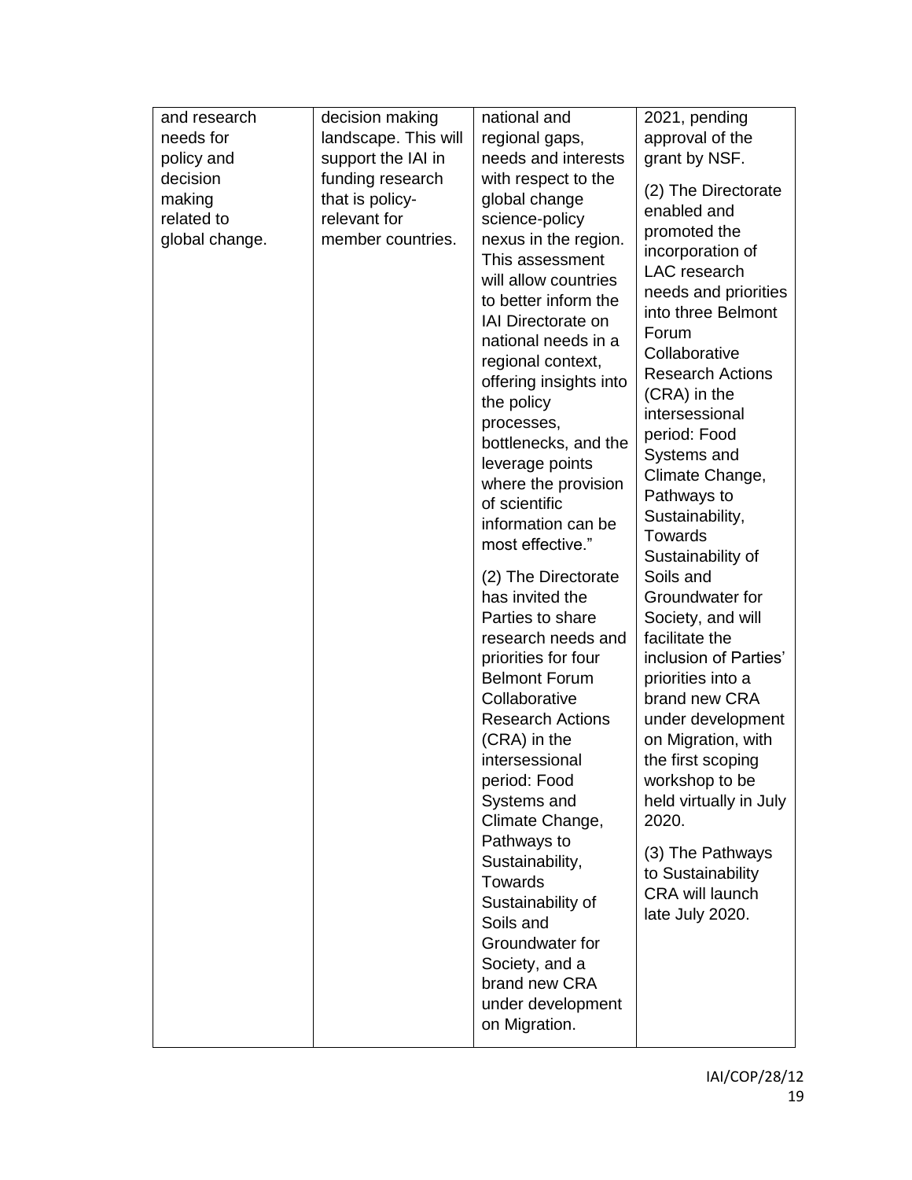| | | | |
|---|---|---|---|
| and research needs for policy and decision making related to global change. | decision making landscape. This will support the IAI in funding research that is policy-relevant for member countries. | national and regional gaps, needs and interests with respect to the global change science-policy nexus in the region. This assessment will allow countries to better inform the IAI Directorate on national needs in a regional context, offering insights into the policy processes, bottlenecks, and the leverage points where the provision of scientific information can be most effective."<br><br>(2) The Directorate has invited the Parties to share research needs and priorities for four Belmont Forum Collaborative Research Actions (CRA) in the intersessional period: Food Systems and Climate Change, Pathways to Sustainability, Towards Sustainability of Soils and Groundwater for Society, and a brand new CRA under development on Migration. | 2021, pending approval of the grant by NSF.<br><br>(2) The Directorate enabled and promoted the incorporation of LAC research needs and priorities into three Belmont Forum Collaborative Research Actions (CRA) in the intersessional period: Food Systems and Climate Change, Pathways to Sustainability, Towards Sustainability of Soils and Groundwater for Society, and will facilitate the inclusion of Parties' priorities into a brand new CRA under development on Migration, with the first scoping workshop to be held virtually in July 2020.<br><br>(3) The Pathways to Sustainability CRA will launch late July 2020. |

IAI/COP/28/12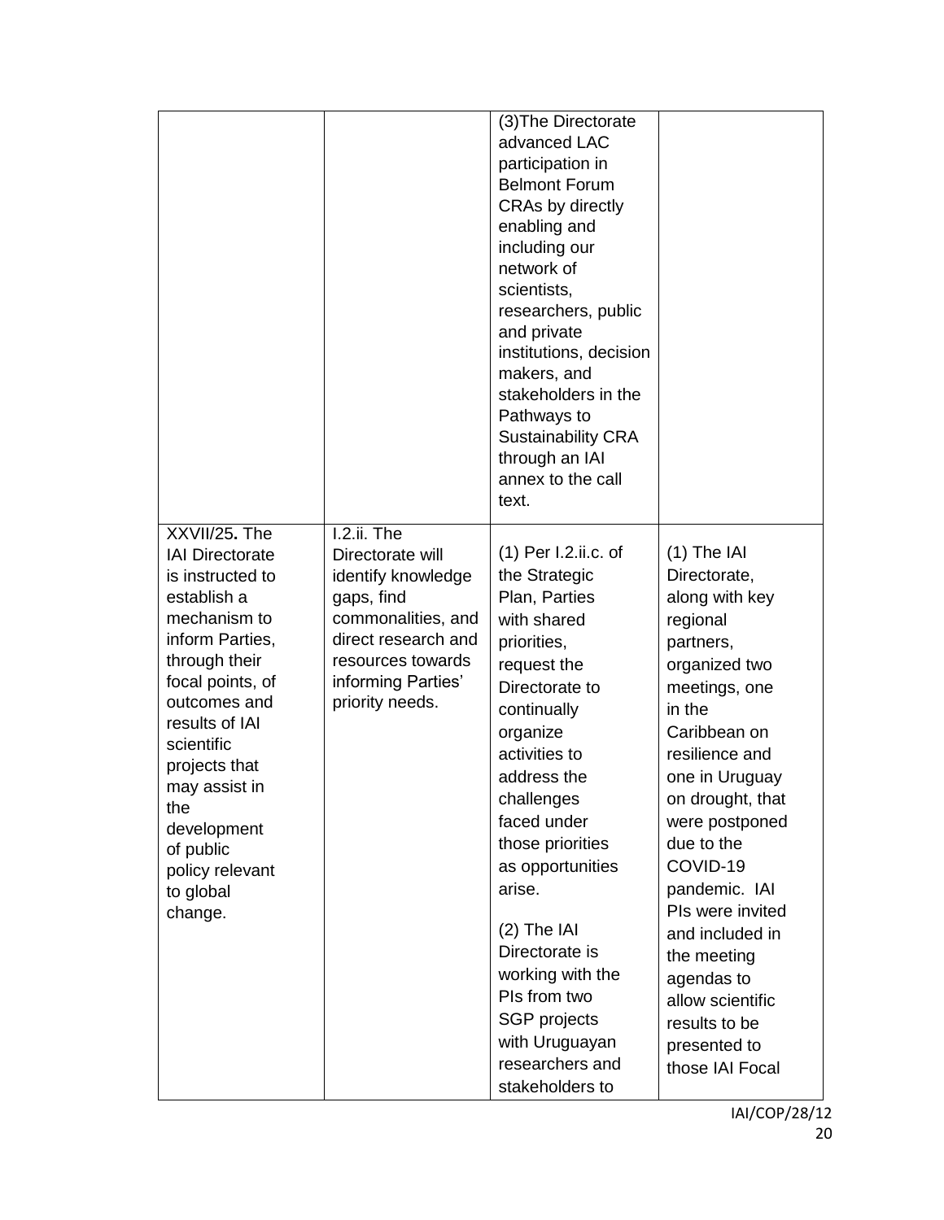| | | | |
|---|---|---|---|
| | | (3)The Directorate advanced LAC participation in Belmont Forum CRAs by directly enabling and including our network of scientists, researchers, public and private institutions, decision makers, and stakeholders in the Pathways to Sustainability CRA through an IAI annex to the call text. | |
| XXVII/25**.** The IAI Directorate is instructed to establish a mechanism to inform Parties, through their focal points, of outcomes and results of IAI scientific projects that may assist in the development of public policy relevant to global change. | I.2.ii. The Directorate will identify knowledge gaps, find commonalities, and direct research and resources towards informing Parties' priority needs. | (1) Per I.2.ii.c. of the Strategic Plan, Parties with shared priorities, request the Directorate to continually organize activities to address the challenges faced under those priorities as opportunities arise.<br><br>(2) The IAI Directorate is working with the PIs from two SGP projects with Uruguayan researchers and stakeholders to | (1) The IAI Directorate, along with key regional partners, organized two meetings, one in the Caribbean on resilience and one in Uruguay on drought, that were postponed due to the COVID-19 pandemic. IAI PIs were invited and included in the meeting agendas to allow scientific results to be presented to those IAI Focal |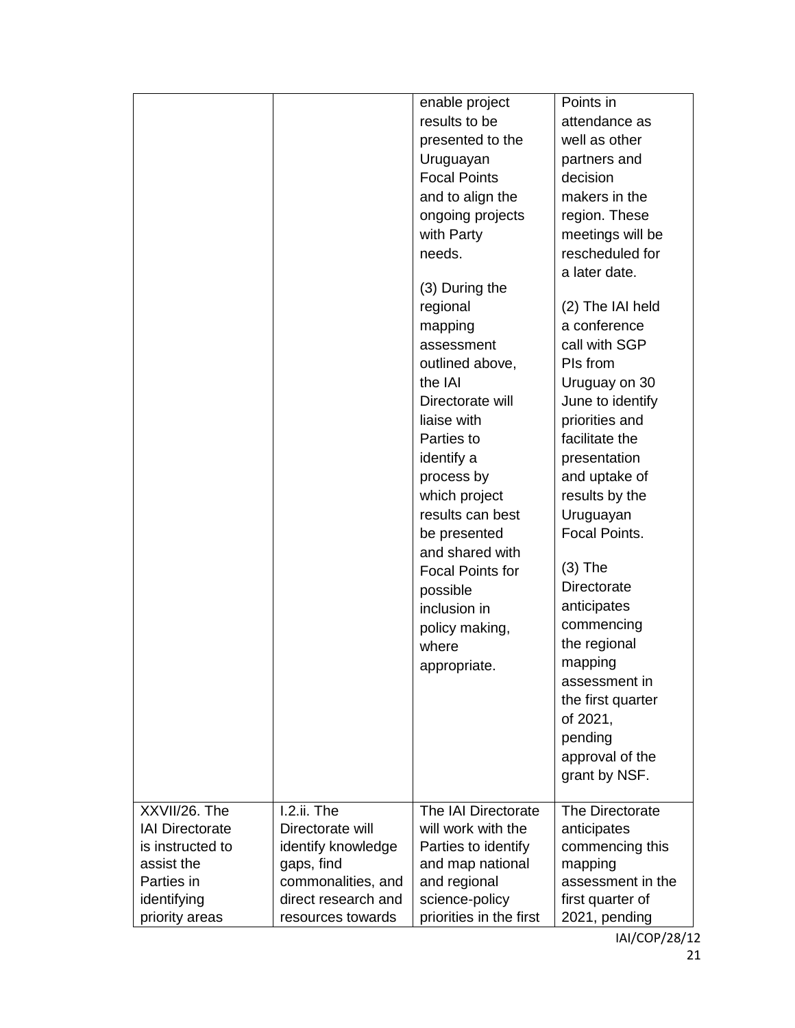| | | | |
|---|---|---|---|
| | | enable project results to be presented to the Uruguayan Focal Points and to align the ongoing projects with Party needs.<br><br>(3) During the regional mapping assessment outlined above, the IAI Directorate will liaise with Parties to identify a process by which project results can best be presented and shared with Focal Points for possible inclusion in policy making, where appropriate. | Points in attendance as well as other partners and decision makers in the region. These meetings will be rescheduled for a later date.<br><br>(2) The IAI held a conference call with SGP PIs from Uruguay on 30 June to identify priorities and facilitate the presentation and uptake of results by the Uruguayan Focal Points.<br><br>(3) The Directorate anticipates commencing the regional mapping assessment in the first quarter of 2021, pending approval of the grant by NSF. |
| XXVII/26. The IAI Directorate is instructed to assist the Parties in identifying priority areas | I.2.ii. The Directorate will identify knowledge gaps, find commonalities, and direct research and resources towards | The IAI Directorate will work with the Parties to identify and map national and regional science-policy priorities in the first | The Directorate anticipates commencing this mapping assessment in the first quarter of 2021, pending |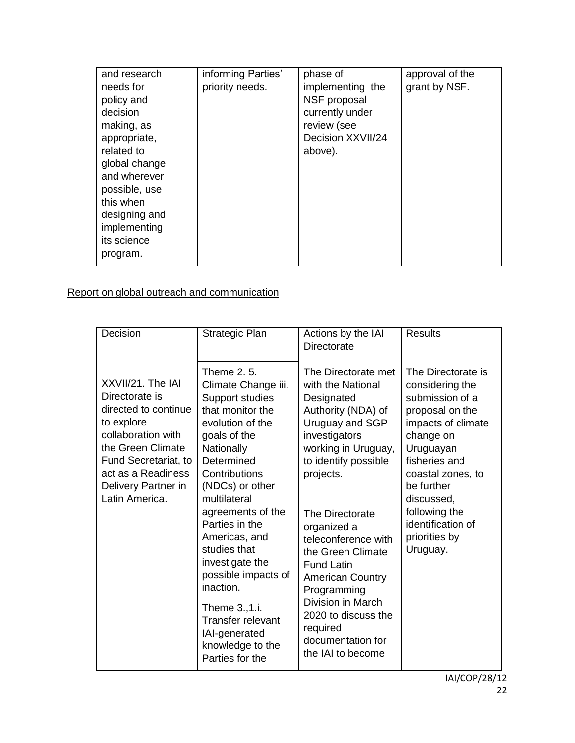| | | | |
|---|---|---|---|
| and research needs for policy and decision making, as appropriate, related to global change and wherever possible, use this when designing and implementing its science program. | informing Parties' priority needs. | phase of implementing the NSF proposal currently under review (see Decision XXVII/24 above). | approval of the grant by NSF. |

Report on global outreach and communication

| Decision | Strategic Plan | Actions by the IAI Directorate | Results |
|---|---|---|---|
| XXVII/21. The IAI Directorate is directed to continue to explore collaboration with the Green Climate Fund Secretariat, to act as a Readiness Delivery Partner in Latin America. | Theme 2. 5. Climate Change iii. Support studies that monitor the evolution of the goals of the Nationally Determined Contributions (NDCs) or other multilateral agreements of the Parties in the Americas, and studies that investigate the possible impacts of inaction.<br><br>Theme 3.,1.i. Transfer relevant IAI-generated knowledge to the Parties for the | The Directorate met with the National Designated Authority (NDA) of Uruguay and SGP investigators working in Uruguay, to identify possible projects.<br><br>The Directorate organized a teleconference with the Green Climate Fund Latin American Country Programming Division in March 2020 to discuss the required documentation for the IAI to become | The Directorate is considering the submission of a proposal on the impacts of climate change on Uruguayan fisheries and coastal zones, to be further discussed, following the identification of priorities by Uruguay. |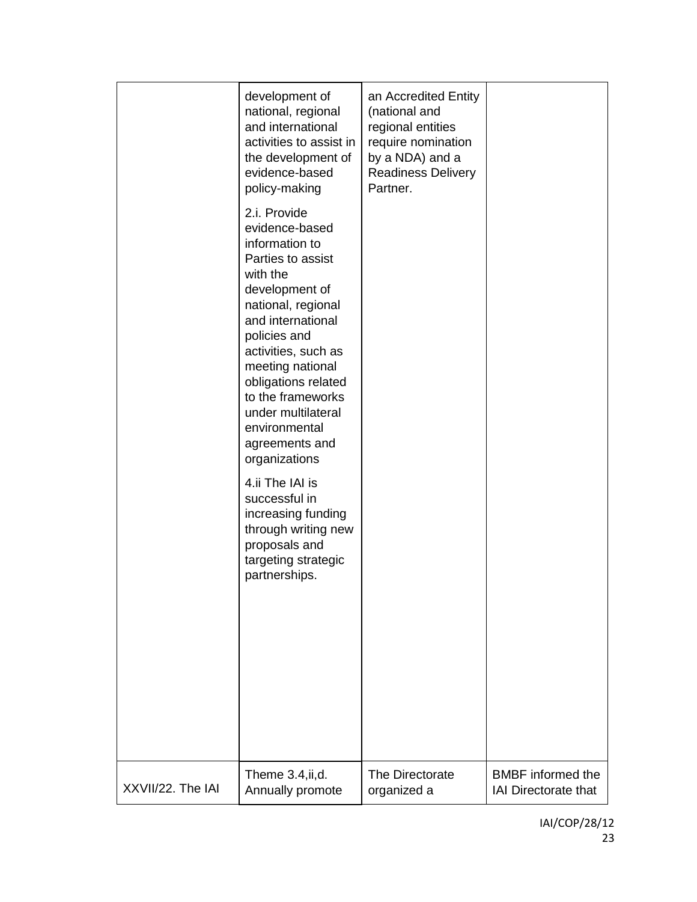| | | | |
|---|---|---|---|
| | development of national, regional and international activities to assist in the development of evidence-based policy-making<br><br>2.i. Provide evidence-based information to Parties to assist with the development of national, regional and international policies and activities, such as meeting national obligations related to the frameworks under multilateral environmental agreements and organizations<br><br>4.ii The IAI is successful in increasing funding through writing new proposals and targeting strategic partnerships. | an Accredited Entity (national and regional entities require nomination by a NDA) and a Readiness Delivery Partner. | |
| XXVII/22. The IAI | Theme 3.4,ii,d. Annually promote | The Directorate organized a | BMBF informed the IAI Directorate that |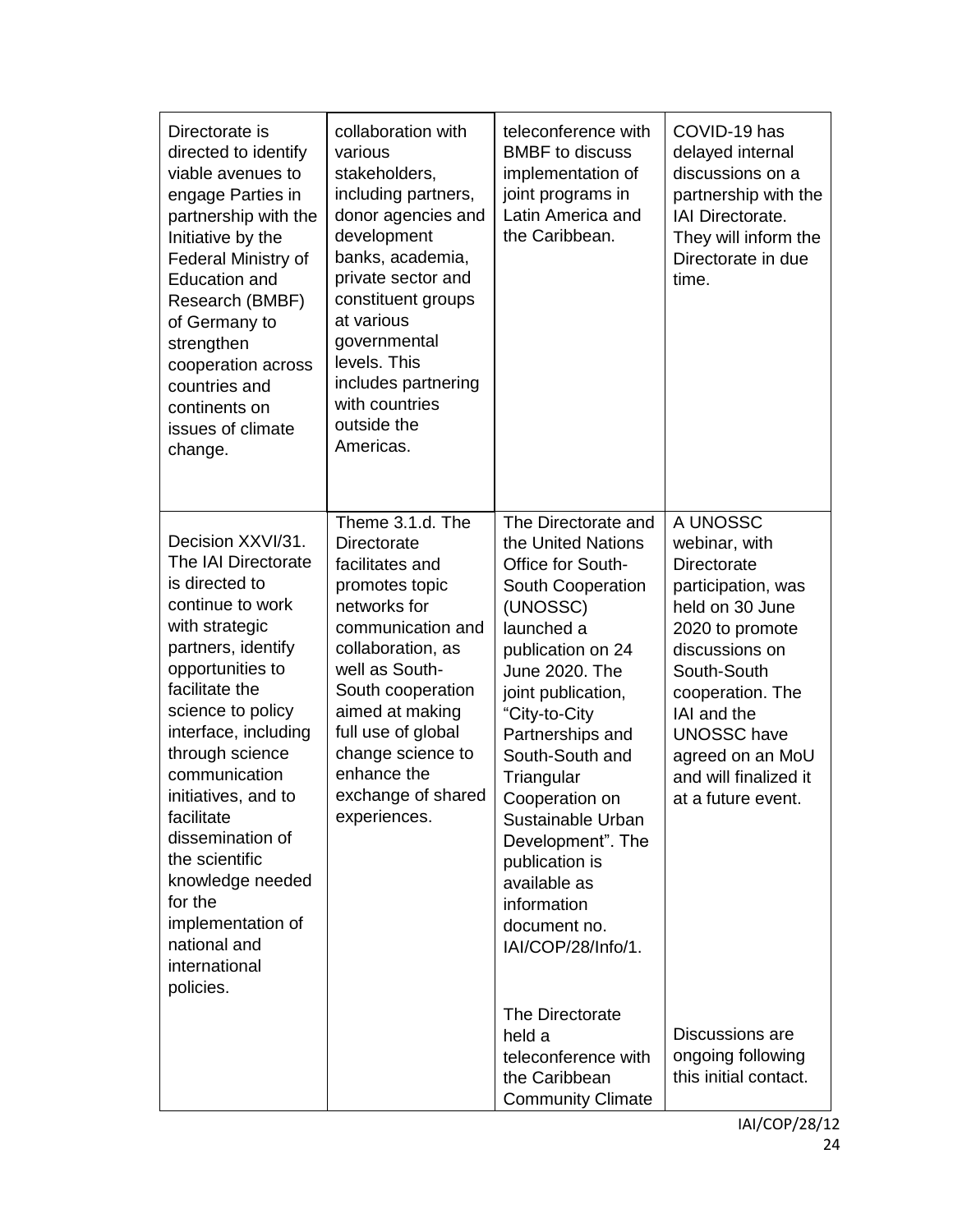| | | | |
|---|---|---|---|
| Directorate is directed to identify viable avenues to engage Parties in partnership with the Initiative by the Federal Ministry of Education and Research (BMBF) of Germany to strengthen cooperation across countries and continents on issues of climate change. | collaboration with various stakeholders, including partners, donor agencies and development banks, academia, private sector and constituent groups at various governmental levels. This includes partnering with countries outside the Americas. | teleconference with BMBF to discuss implementation of joint programs in Latin America and the Caribbean. | COVID-19 has delayed internal discussions on a partnership with the IAI Directorate. They will inform the Directorate in due time. |
| Decision XXVI/31. The IAI Directorate is directed to continue to work with strategic partners, identify opportunities to facilitate the science to policy interface, including through science communication initiatives, and to facilitate dissemination of the scientific knowledge needed for the implementation of national and international policies. | Theme 3.1.d. The Directorate facilitates and promotes topic networks for communication and collaboration, as well as South-South cooperation aimed at making full use of global change science to enhance the exchange of shared experiences. | The Directorate and the United Nations Office for South-South Cooperation (UNOSSC) launched a publication on 24 June 2020. The joint publication, "City-to-City Partnerships and South-South and Triangular Cooperation on Sustainable Urban Development". The publication is available as information document no. IAI/COP/28/Info/1.<br><br>The Directorate held a teleconference with the Caribbean Community Climate | A UNOSSC webinar, with Directorate participation, was held on 30 June 2020 to promote discussions on South-South cooperation. The IAI and the UNOSSC have agreed on an MoU and will finalized it at a future event.<br><br>Discussions are ongoing following this initial contact. |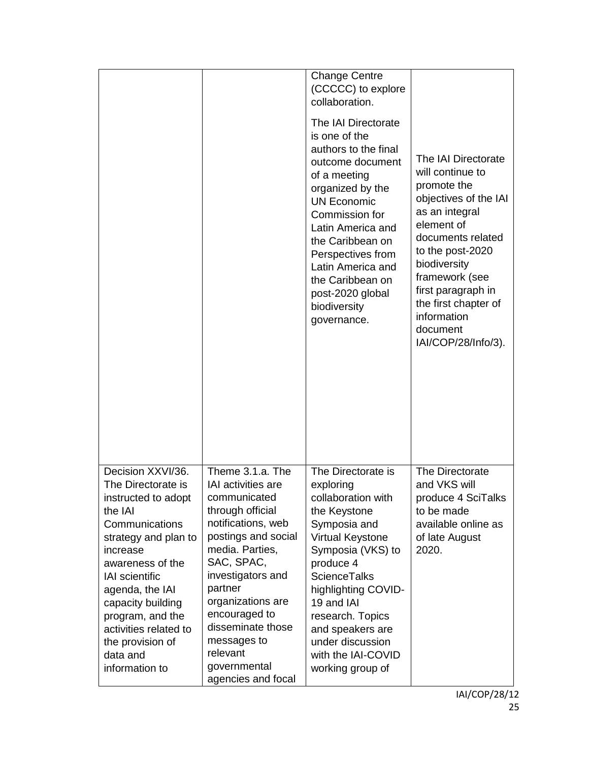| | | Change Centre (CCCCC) to explore collaboration.<br><br>The IAI Directorate is one of the authors to the final outcome document of a meeting organized by the UN Economic Commission for Latin America and the Caribbean on Perspectives from Latin America and the Caribbean on post-2020 global biodiversity governance. | The IAI Directorate will continue to promote the objectives of the IAI as an integral element of documents related to the post-2020 biodiversity framework (see first paragraph in the first chapter of information document IAI/COP/28/Info/3). |
|---|---|---|---|
| Decision XXVI/36. The Directorate is instructed to adopt the IAI Communications strategy and plan to increase awareness of the IAI scientific agenda, the IAI capacity building program, and the activities related to the provision of data and information to | Theme 3.1.a. The IAI activities are communicated through official notifications, web postings and social media. Parties, SAC, SPAC, investigators and partner organizations are encouraged to disseminate those messages to relevant governmental agencies and focal | The Directorate is exploring collaboration with the Keystone Symposia and Virtual Keystone Symposia (VKS) to produce 4 ScienceTalks highlighting COVID-19 and IAI research. Topics and speakers are under discussion with the IAI-COVID working group of | The Directorate and VKS will produce 4 SciTalks to be made available online as of late August 2020. |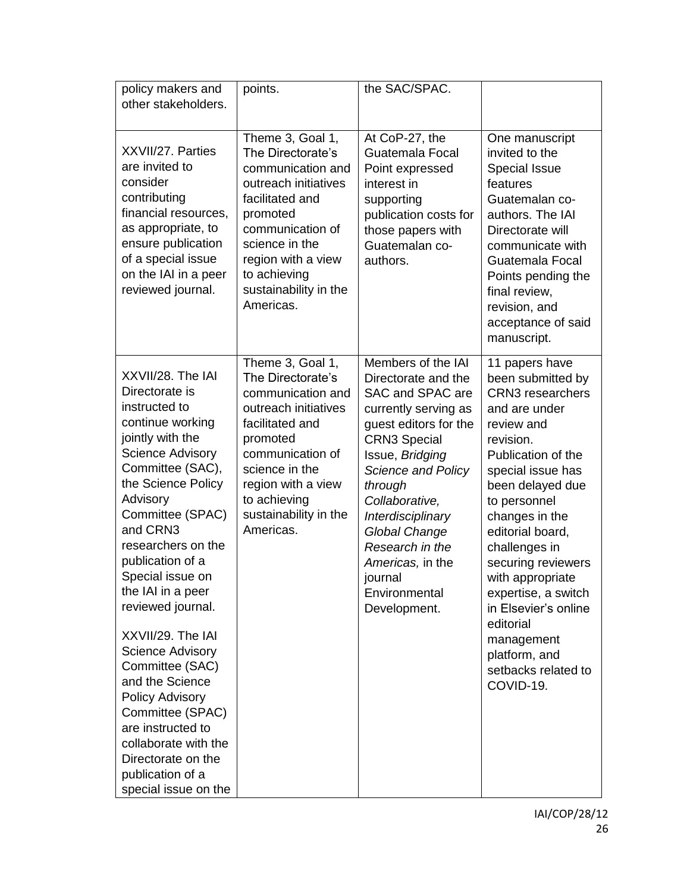| | | | |
|---|---|---|---|
| policy makers and other stakeholders. | points. | the SAC/SPAC. | |
| XXVII/27. Parties are invited to consider contributing financial resources, as appropriate, to ensure publication of a special issue on the IAI in a peer reviewed journal. | Theme 3, Goal 1, The Directorate's communication and outreach initiatives facilitated and promoted communication of science in the region with a view to achieving sustainability in the Americas. | At CoP-27, the Guatemala Focal Point expressed interest in supporting publication costs for those papers with Guatemalan co-authors. | One manuscript invited to the Special Issue features Guatemalan co-authors. The IAI Directorate will communicate with Guatemala Focal Points pending the final review, revision, and acceptance of said manuscript. |
| XXVII/28. The IAI Directorate is instructed to continue working jointly with the Science Advisory Committee (SAC), the Science Policy Advisory Committee (SPAC) and CRN3 researchers on the publication of a Special issue on the IAI in a peer reviewed journal.<br><br>XXVII/29. The IAI Science Advisory Committee (SAC) and the Science Policy Advisory Committee (SPAC) are instructed to collaborate with the Directorate on the publication of a special issue on the | Theme 3, Goal 1, The Directorate's communication and outreach initiatives facilitated and promoted communication of science in the region with a view to achieving sustainability in the Americas. | Members of the IAI Directorate and the SAC and SPAC are currently serving as guest editors for the CRN3 Special Issue, *Bridging Science and Policy through Collaborative, Interdisciplinary Global Change Research in the Americas,* in the journal Environmental Development. | 11 papers have been submitted by CRN3 researchers and are under review and revision. Publication of the special issue has been delayed due to personnel changes in the editorial board, challenges in securing reviewers with appropriate expertise, a switch in Elsevier's online editorial management platform, and setbacks related to COVID-19. |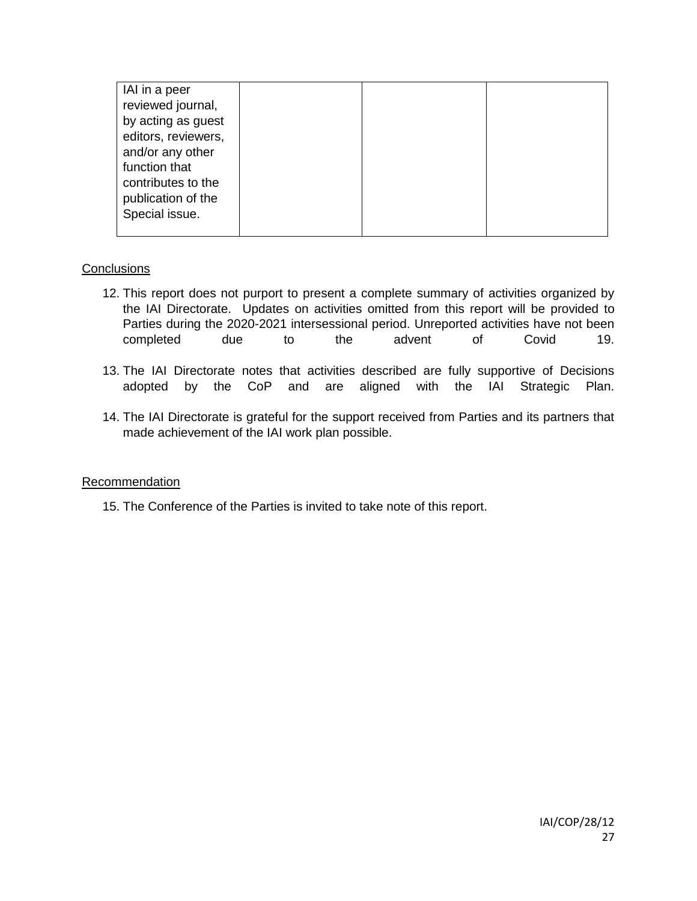| | | | |
|---|---|---|---|
| IAI in a peer reviewed journal, by acting as guest editors, reviewers, and/or any other function that contributes to the publication of the Special issue. | | | |

Conclusions

12. This report does not purport to present a complete summary of activities organized by the IAI Directorate. Updates on activities omitted from this report will be provided to Parties during the 2020-2021 intersessional period. Unreported activities have not been completed due to the advent of Covid 19.

13. The IAI Directorate notes that activities described are fully supportive of Decisions adopted by the CoP and are aligned with the IAI Strategic Plan.

14. The IAI Directorate is grateful for the support received from Parties and its partners that made achievement of the IAI work plan possible.

Recommendation

15. The Conference of the Parties is invited to take note of this report.